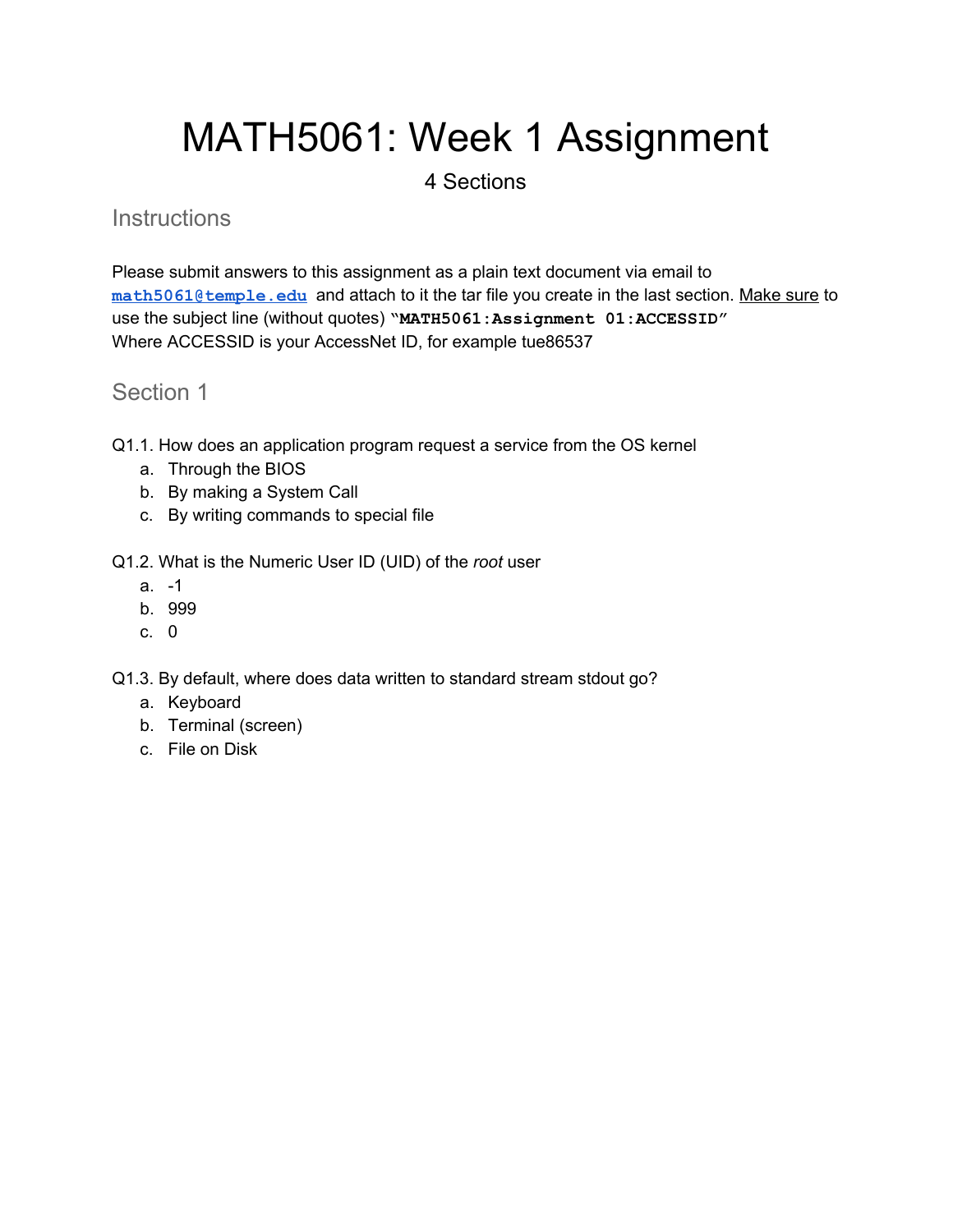# MATH5061: Week 1 Assignment

4 Sections

## Instructions

Please submit answers to this assignment as a plain text document via email to **math5061@temple.edu** and attach to it the tar file you create in the last section. Make sure to use the subject line (without quotes) **"MATH5061:Assignment 01:ACCESSID"** Where ACCESSID is your AccessNet ID, for example tue86537

## Section 1

Q1.1. How does an application program request a service from the OS kernel

a. Through the BIOS
b. By making a System Call
c. By writing commands to special file

Q1.2. What is the Numeric User ID (UID) of the *root* user

a. -1
b. 999
c. 0

Q1.3. By default, where does data written to standard stream stdout go?

a. Keyboard
b. Terminal (screen)
c. File on Disk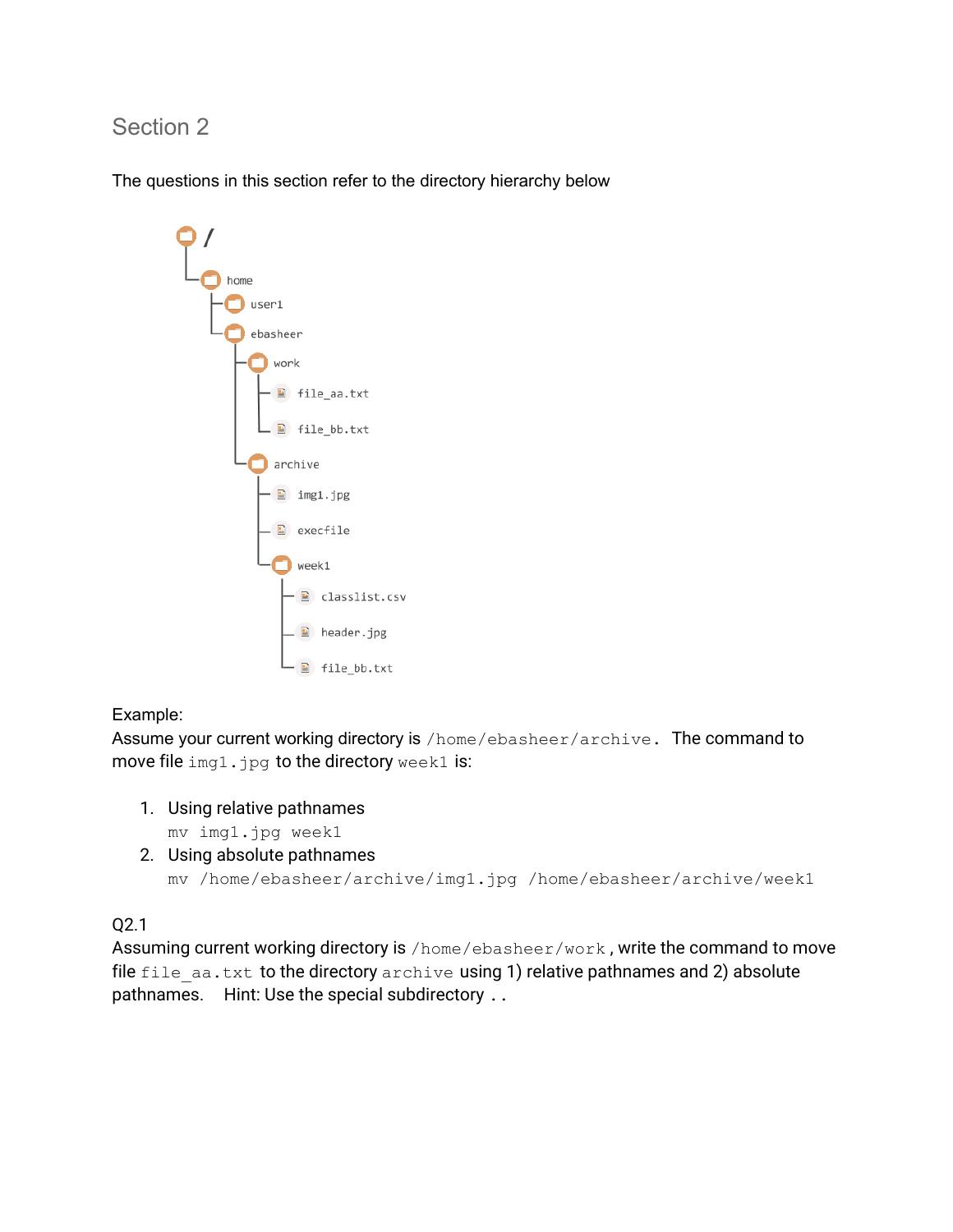## Section 2

The questions in this section refer to the directory hierarchy below

```
/
└── home
    ├── user1
    └── ebasheer
        ├── work
        │   ├── file_aa.txt
        │   └── file_bb.txt
        └── archive
            ├── img1.jpg
            ├── execfile
            └── week1
                ├── classlist.csv
                ├── header.jpg
                └── file_bb.txt
```

Example:
Assume your current working directory is `/home/ebasheer/archive`. The command to move file `img1.jpg` to the directory `week1` is:

1. Using relative pathnames
   `mv img1.jpg week1`
2. Using absolute pathnames
   `mv /home/ebasheer/archive/img1.jpg /home/ebasheer/archive/week1`

Q2.1
Assuming current working directory is `/home/ebasheer/work`, write the command to move file `file_aa.txt` to the directory `archive` using 1) relative pathnames and 2) absolute pathnames. Hint: Use the special subdirectory `..`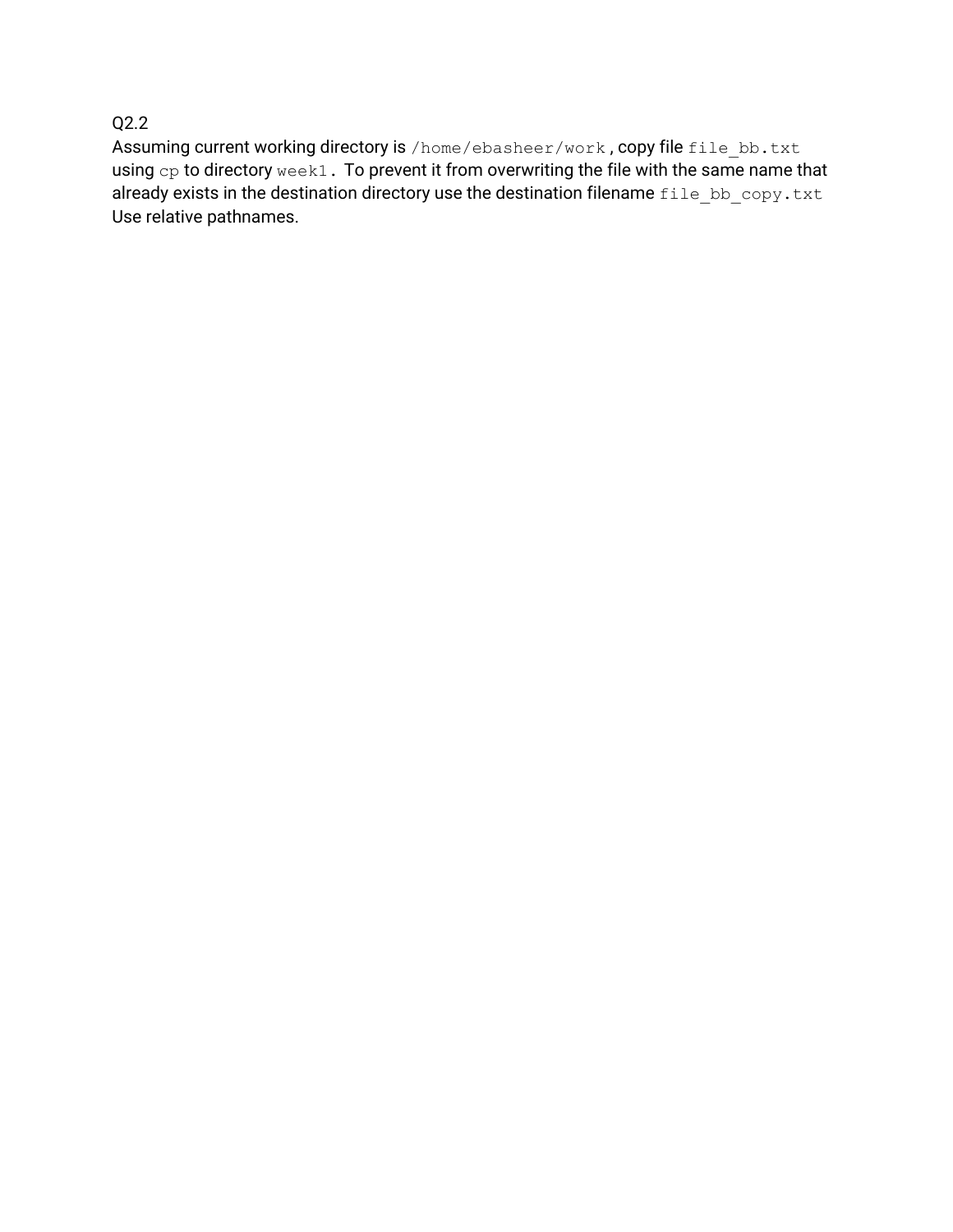Q2.2

Assuming current working directory is `/home/ebasheer/work`, copy file `file_bb.txt` using `cp` to directory `week1`. To prevent it from overwriting the file with the same name that already exists in the destination directory use the destination filename `file_bb_copy.txt` Use relative pathnames.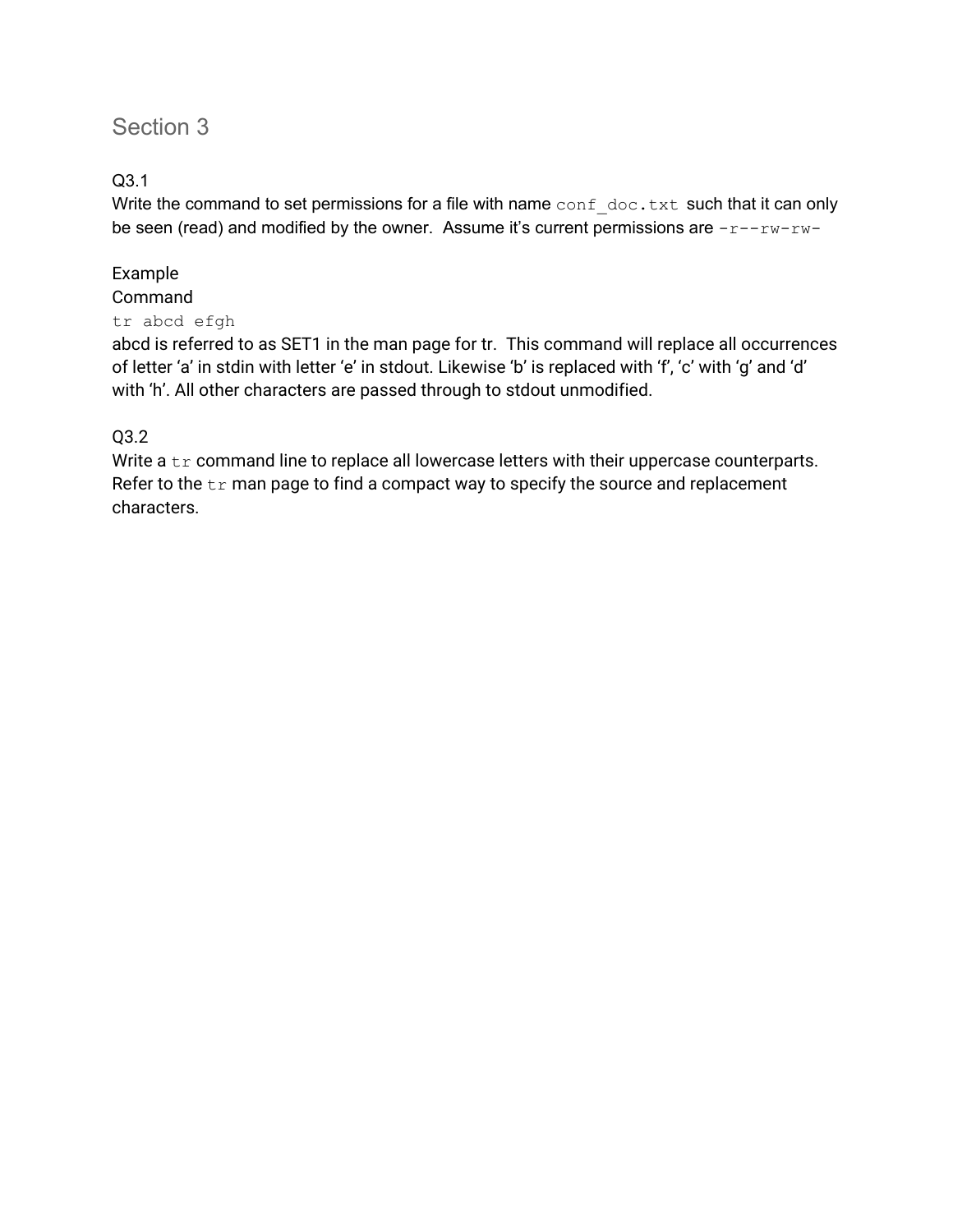## Section 3

Q3.1

Write the command to set permissions for a file with name `conf_doc.txt` such that it can only be seen (read) and modified by the owner. Assume it's current permissions are `-r--rw-rw-`

Example

Command

`tr abcd efgh`

abcd is referred to as SET1 in the man page for tr. This command will replace all occurrences of letter 'a' in stdin with letter 'e' in stdout. Likewise 'b' is replaced with 'f', 'c' with 'g' and 'd' with 'h'. All other characters are passed through to stdout unmodified.

Q3.2

Write a `tr` command line to replace all lowercase letters with their uppercase counterparts. Refer to the `tr` man page to find a compact way to specify the source and replacement characters.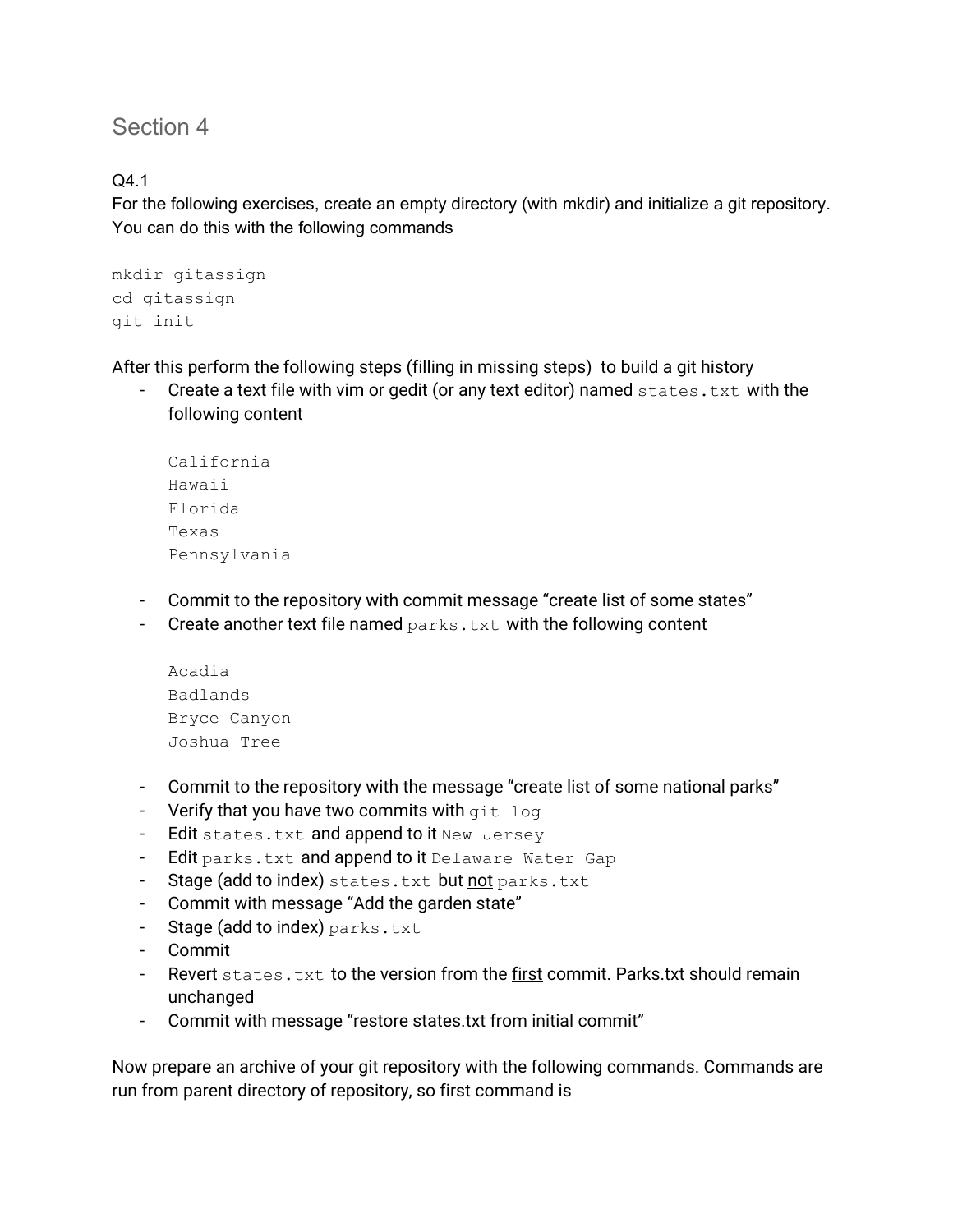## Section 4

Q4.1

For the following exercises, create an empty directory (with mkdir) and initialize a git repository. You can do this with the following commands

```
mkdir gitassign
cd gitassign
git init
```

After this perform the following steps (filling in missing steps) to build a git history

- Create a text file with vim or gedit (or any text editor) named `states.txt` with the following content

  ```
  California
  Hawaii
  Florida
  Texas
  Pennsylvania
  ```

- Commit to the repository with commit message “create list of some states”
- Create another text file named `parks.txt` with the following content

  ```
  Acadia
  Badlands
  Bryce Canyon
  Joshua Tree
  ```

- Commit to the repository with the message “create list of some national parks”
- Verify that you have two commits with `git log`
- Edit `states.txt` and append to it `New Jersey`
- Edit `parks.txt` and append to it `Delaware Water Gap`
- Stage (add to index) `states.txt` but <u>not</u> `parks.txt`
- Commit with message “Add the garden state”
- Stage (add to index) `parks.txt`
- Commit
- Revert `states.txt` to the version from the <u>first</u> commit. Parks.txt should remain unchanged
- Commit with message “restore states.txt from initial commit”

Now prepare an archive of your git repository with the following commands. Commands are run from parent directory of repository, so first command is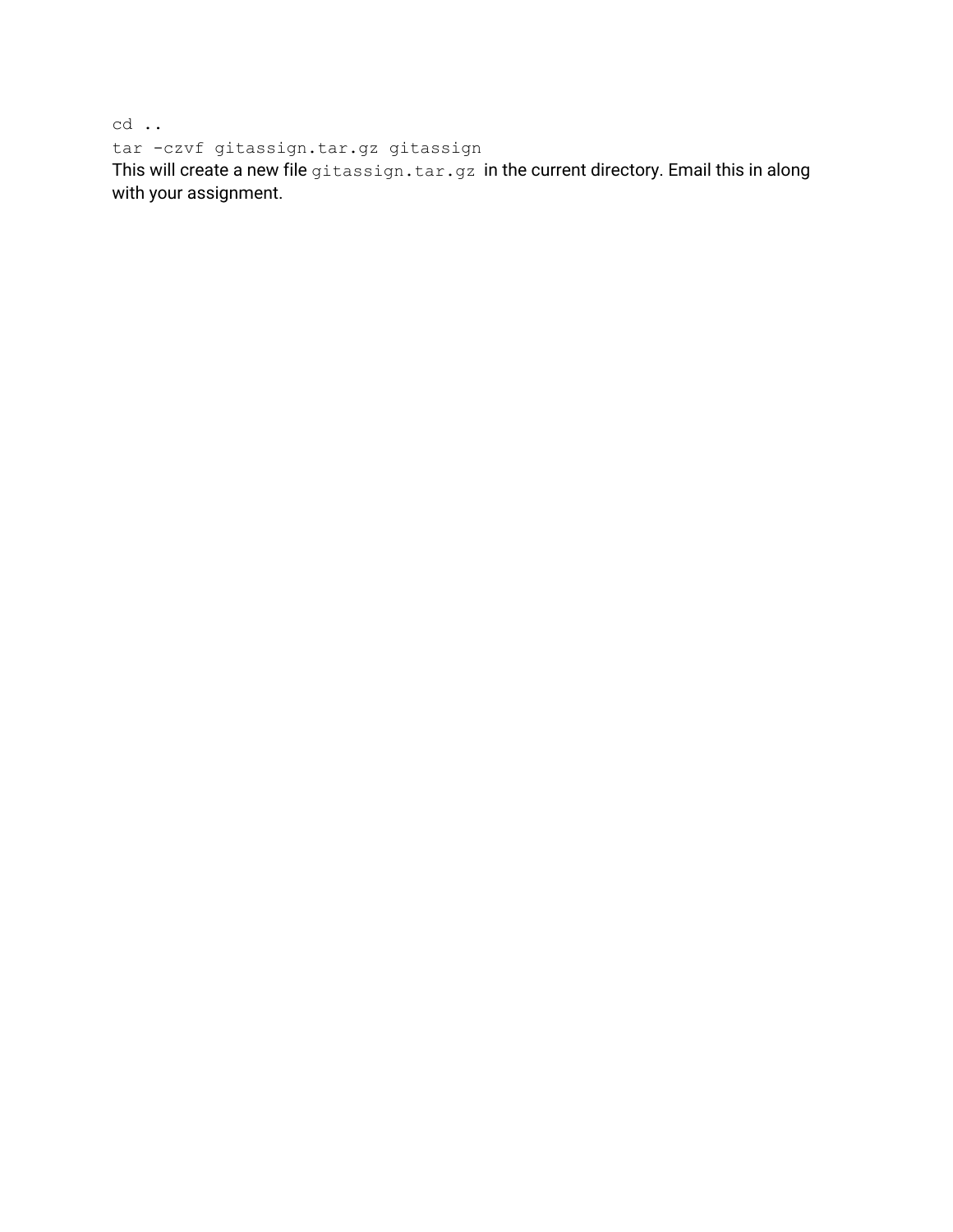```
cd ..
tar -czvf gitassign.tar.gz gitassign
```

This will create a new file `gitassign.tar.gz` in the current directory. Email this in along with your assignment.